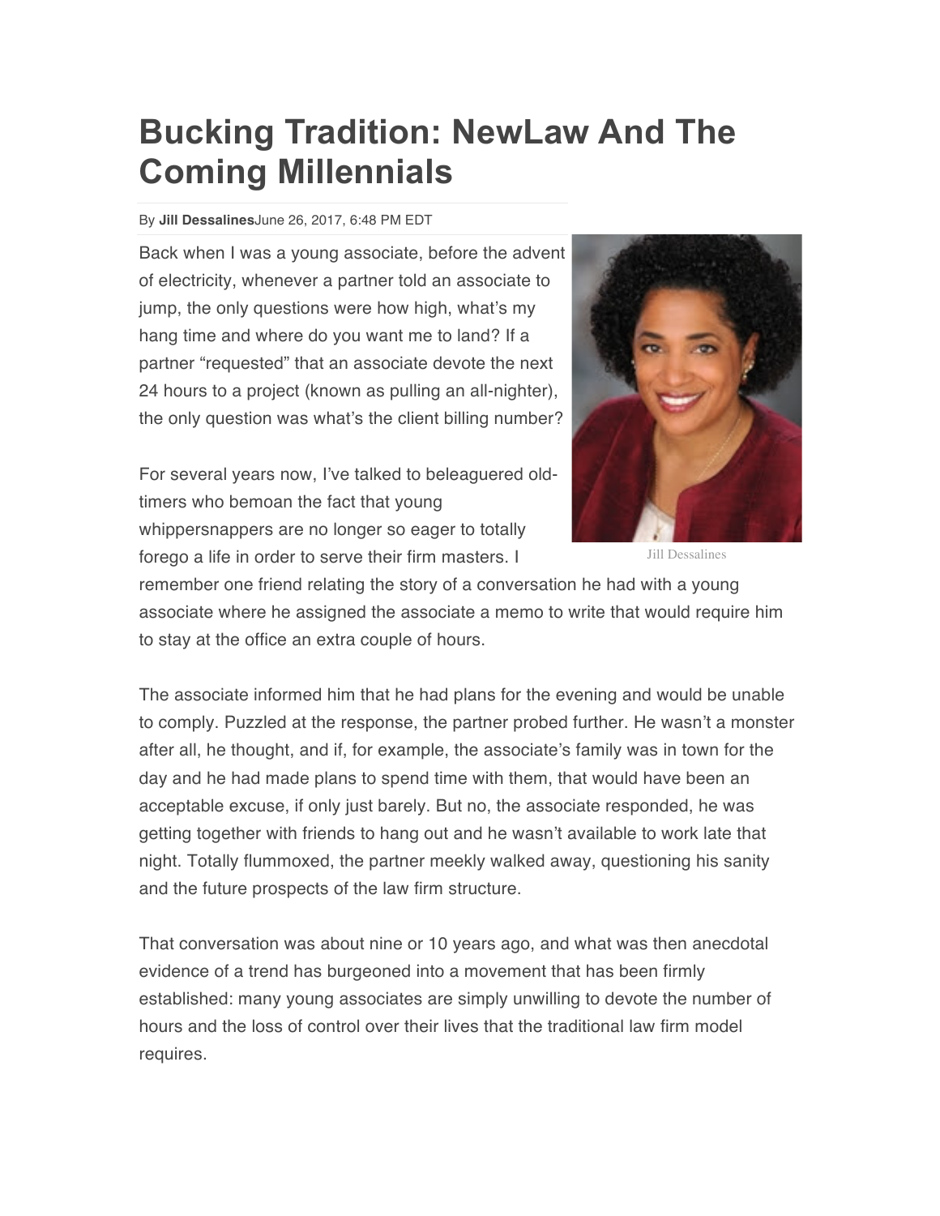# Bucking Tradition: NewLaw And The Coming Millennials

By **Jill Dessalines**June 26, 2017, 6:48 PM EDT

Back when I was a young associate, before the advent of electricity, whenever a partner told an associate to jump, the only questions were how high, what's my hang time and where do you want me to land? If a partner "requested" that an associate devote the next 24 hours to a project (known as pulling an all-nighter), the only question was what's the client billing number?

Jill Dessalines

For several years now, I've talked to beleaguered old-timers who bemoan the fact that young whippersnappers are no longer so eager to totally forego a life in order to serve their firm masters. I remember one friend relating the story of a conversation he had with a young associate where he assigned the associate a memo to write that would require him to stay at the office an extra couple of hours.

The associate informed him that he had plans for the evening and would be unable to comply. Puzzled at the response, the partner probed further. He wasn't a monster after all, he thought, and if, for example, the associate's family was in town for the day and he had made plans to spend time with them, that would have been an acceptable excuse, if only just barely. But no, the associate responded, he was getting together with friends to hang out and he wasn't available to work late that night. Totally flummoxed, the partner meekly walked away, questioning his sanity and the future prospects of the law firm structure.

That conversation was about nine or 10 years ago, and what was then anecdotal evidence of a trend has burgeoned into a movement that has been firmly established: many young associates are simply unwilling to devote the number of hours and the loss of control over their lives that the traditional law firm model requires.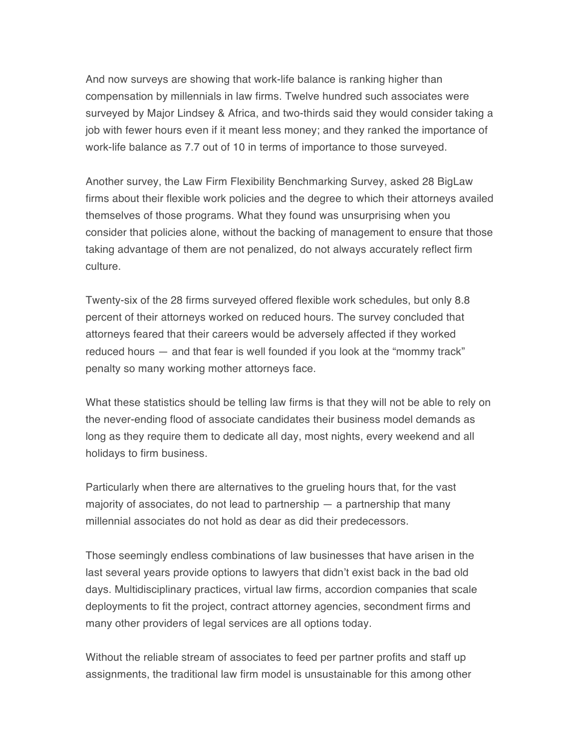And now surveys are showing that work-life balance is ranking higher than compensation by millennials in law firms. Twelve hundred such associates were surveyed by Major Lindsey & Africa, and two-thirds said they would consider taking a job with fewer hours even if it meant less money; and they ranked the importance of work-life balance as 7.7 out of 10 in terms of importance to those surveyed.

Another survey, the Law Firm Flexibility Benchmarking Survey, asked 28 BigLaw firms about their flexible work policies and the degree to which their attorneys availed themselves of those programs. What they found was unsurprising when you consider that policies alone, without the backing of management to ensure that those taking advantage of them are not penalized, do not always accurately reflect firm culture.

Twenty-six of the 28 firms surveyed offered flexible work schedules, but only 8.8 percent of their attorneys worked on reduced hours. The survey concluded that attorneys feared that their careers would be adversely affected if they worked reduced hours — and that fear is well founded if you look at the "mommy track" penalty so many working mother attorneys face.

What these statistics should be telling law firms is that they will not be able to rely on the never-ending flood of associate candidates their business model demands as long as they require them to dedicate all day, most nights, every weekend and all holidays to firm business.

Particularly when there are alternatives to the grueling hours that, for the vast majority of associates, do not lead to partnership — a partnership that many millennial associates do not hold as dear as did their predecessors.

Those seemingly endless combinations of law businesses that have arisen in the last several years provide options to lawyers that didn't exist back in the bad old days. Multidisciplinary practices, virtual law firms, accordion companies that scale deployments to fit the project, contract attorney agencies, secondment firms and many other providers of legal services are all options today.

Without the reliable stream of associates to feed per partner profits and staff up assignments, the traditional law firm model is unsustainable for this among other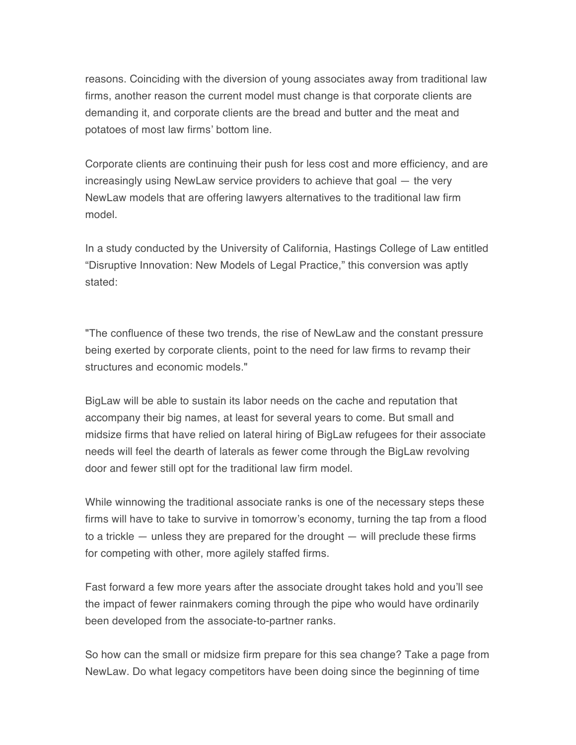reasons. Coinciding with the diversion of young associates away from traditional law firms, another reason the current model must change is that corporate clients are demanding it, and corporate clients are the bread and butter and the meat and potatoes of most law firms' bottom line.

Corporate clients are continuing their push for less cost and more efficiency, and are increasingly using NewLaw service providers to achieve that goal — the very NewLaw models that are offering lawyers alternatives to the traditional law firm model.

In a study conducted by the University of California, Hastings College of Law entitled "Disruptive Innovation: New Models of Legal Practice," this conversion was aptly stated:

"The confluence of these two trends, the rise of NewLaw and the constant pressure being exerted by corporate clients, point to the need for law firms to revamp their structures and economic models."

BigLaw will be able to sustain its labor needs on the cache and reputation that accompany their big names, at least for several years to come. But small and midsize firms that have relied on lateral hiring of BigLaw refugees for their associate needs will feel the dearth of laterals as fewer come through the BigLaw revolving door and fewer still opt for the traditional law firm model.

While winnowing the traditional associate ranks is one of the necessary steps these firms will have to take to survive in tomorrow's economy, turning the tap from a flood to a trickle — unless they are prepared for the drought — will preclude these firms for competing with other, more agilely staffed firms.

Fast forward a few more years after the associate drought takes hold and you'll see the impact of fewer rainmakers coming through the pipe who would have ordinarily been developed from the associate-to-partner ranks.

So how can the small or midsize firm prepare for this sea change? Take a page from NewLaw. Do what legacy competitors have been doing since the beginning of time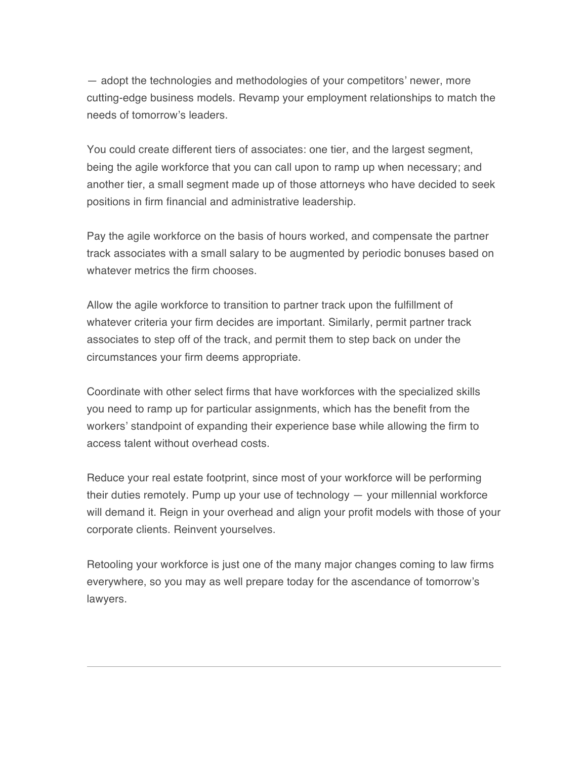— adopt the technologies and methodologies of your competitors' newer, more cutting-edge business models. Revamp your employment relationships to match the needs of tomorrow's leaders.

You could create different tiers of associates: one tier, and the largest segment, being the agile workforce that you can call upon to ramp up when necessary; and another tier, a small segment made up of those attorneys who have decided to seek positions in firm financial and administrative leadership.

Pay the agile workforce on the basis of hours worked, and compensate the partner track associates with a small salary to be augmented by periodic bonuses based on whatever metrics the firm chooses.

Allow the agile workforce to transition to partner track upon the fulfillment of whatever criteria your firm decides are important. Similarly, permit partner track associates to step off of the track, and permit them to step back on under the circumstances your firm deems appropriate.

Coordinate with other select firms that have workforces with the specialized skills you need to ramp up for particular assignments, which has the benefit from the workers' standpoint of expanding their experience base while allowing the firm to access talent without overhead costs.

Reduce your real estate footprint, since most of your workforce will be performing their duties remotely. Pump up your use of technology — your millennial workforce will demand it. Reign in your overhead and align your profit models with those of your corporate clients. Reinvent yourselves.

Retooling your workforce is just one of the many major changes coming to law firms everywhere, so you may as well prepare today for the ascendance of tomorrow's lawyers.

---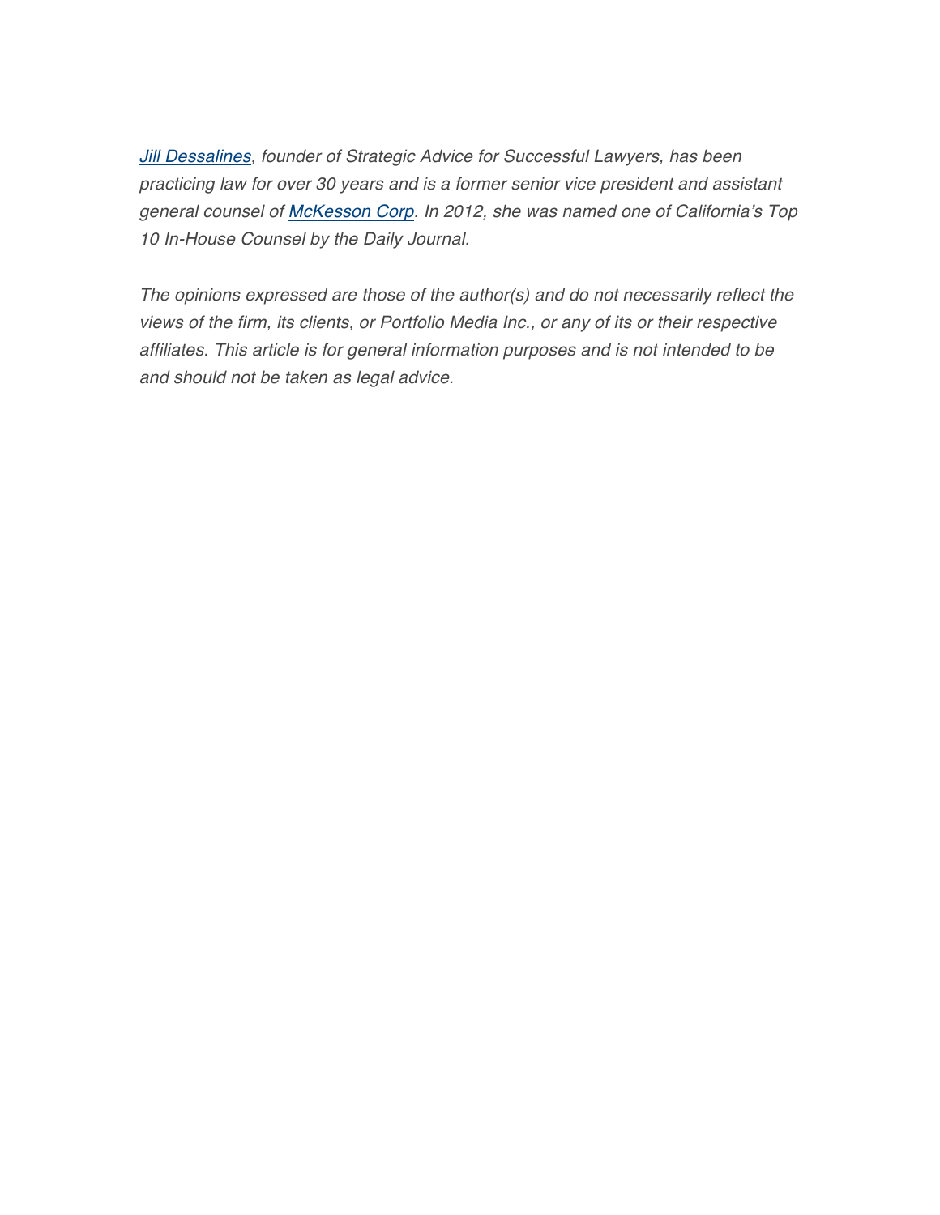*[Jill Dessalines](), founder of Strategic Advice for Successful Lawyers, has been practicing law for over 30 years and is a former senior vice president and assistant general counsel of [McKesson Corp](). In 2012, she was named one of California's Top 10 In-House Counsel by the Daily Journal.*

*The opinions expressed are those of the author(s) and do not necessarily reflect the views of the firm, its clients, or Portfolio Media Inc., or any of its or their respective affiliates. This article is for general information purposes and is not intended to be and should not be taken as legal advice.*